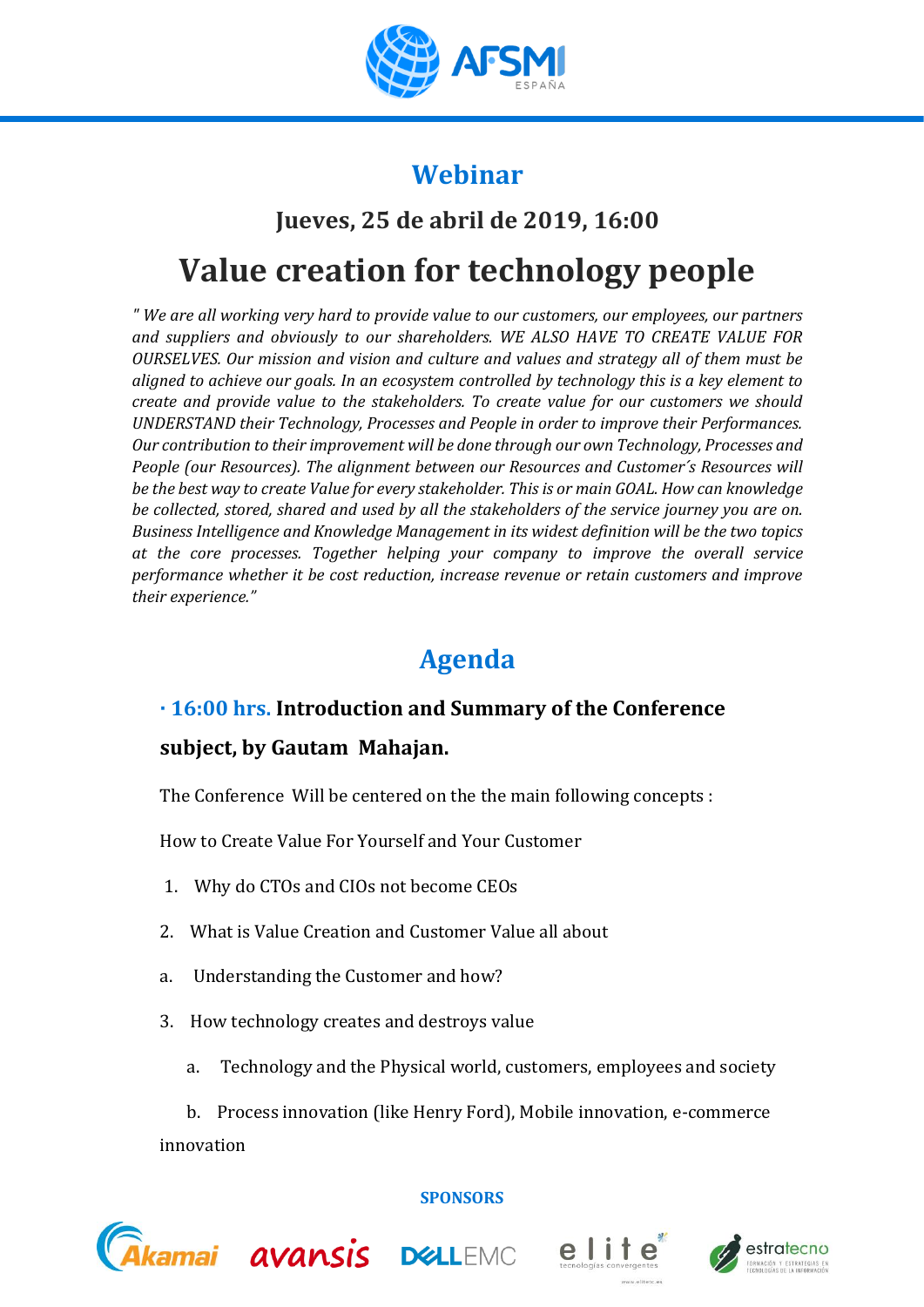AFSMI ESPAÑA

# Webinar

## Jueves, 25 de abril de 2019, 16:00

# Value creation for technology people

*" We are all working very hard to provide value to our customers, our employees, our partners and suppliers and obviously to our shareholders. WE ALSO HAVE TO CREATE VALUE FOR OURSELVES. Our mission and vision and culture and values and strategy all of them must be aligned to achieve our goals. In an ecosystem controlled by technology this is a key element to create and provide value to the stakeholders. To create value for our customers we should UNDERSTAND their Technology, Processes and People in order to improve their Performances. Our contribution to their improvement will be done through our own Technology, Processes and People (our Resources). The alignment between our Resources and Customer´s Resources will be the best way to create Value for every stakeholder. This is or main GOAL. How can knowledge be collected, stored, shared and used by all the stakeholders of the service journey you are on. Business Intelligence and Knowledge Management in its widest definition will be the two topics at the core processes. Together helping your company to improve the overall service performance whether it be cost reduction, increase revenue or retain customers and improve their experience."*

## Agenda

### · 16:00 hrs. Introduction and Summary of the Conference subject, by Gautam Mahajan.

The Conference Will be centered on the the main following concepts :

How to Create Value For Yourself and Your Customer

1. Why do CTOs and CIOs not become CEOs
2. What is Value Creation and Customer Value all about
   a. Understanding the Customer and how?
3. How technology creates and destroys value
   a. Technology and the Physical world, customers, employees and society
   b. Process innovation (like Henry Ford), Mobile innovation, e-commerce innovation

**SPONSORS**

Akamai · avansis · DELL EMC · elite tecnologías convergentes · estratecno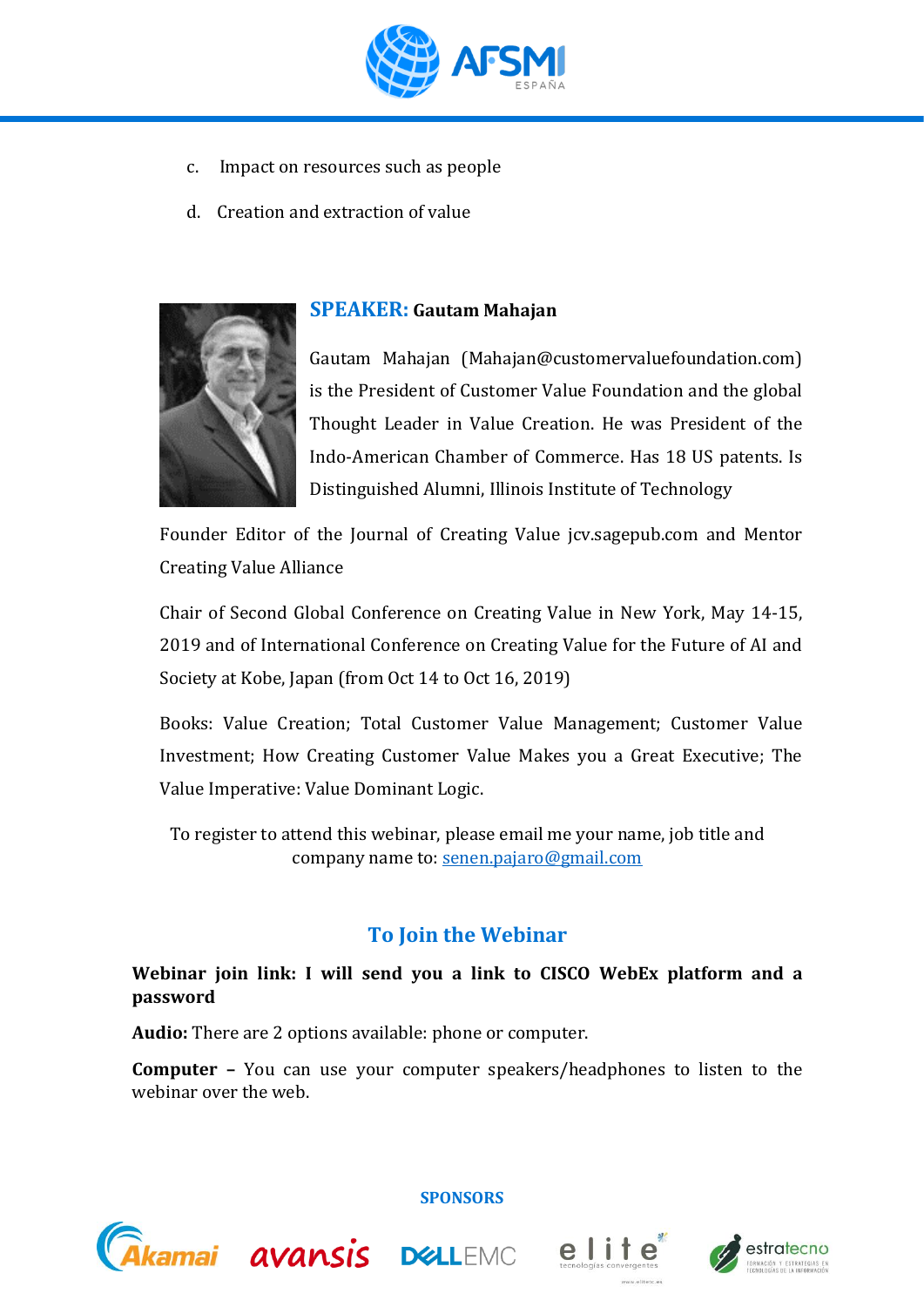c. Impact on resources such as people

d. Creation and extraction of value

**SPEAKER: Gautam Mahajan**

Gautam Mahajan (Mahajan@customervaluefoundation.com) is the President of Customer Value Foundation and the global Thought Leader in Value Creation. He was President of the Indo-American Chamber of Commerce. Has 18 US patents. Is Distinguished Alumni, Illinois Institute of Technology

Founder Editor of the Journal of Creating Value jcv.sagepub.com and Mentor Creating Value Alliance

Chair of Second Global Conference on Creating Value in New York, May 14-15, 2019 and of International Conference on Creating Value for the Future of AI and Society at Kobe, Japan (from Oct 14 to Oct 16, 2019)

Books: Value Creation; Total Customer Value Management; Customer Value Investment; How Creating Customer Value Makes you a Great Executive; The Value Imperative: Value Dominant Logic.

To register to attend this webinar, please email me your name, job title and company name to: senen.pajaro@gmail.com

## To Join the Webinar

**Webinar join link: I will send you a link to CISCO WebEx platform and a password**

**Audio:** There are 2 options available: phone or computer.

**Computer –** You can use your computer speakers/headphones to listen to the webinar over the web.

**SPONSORS**

Akamai · avansis · DELL EMC · elite tecnologías convergentes · estratecno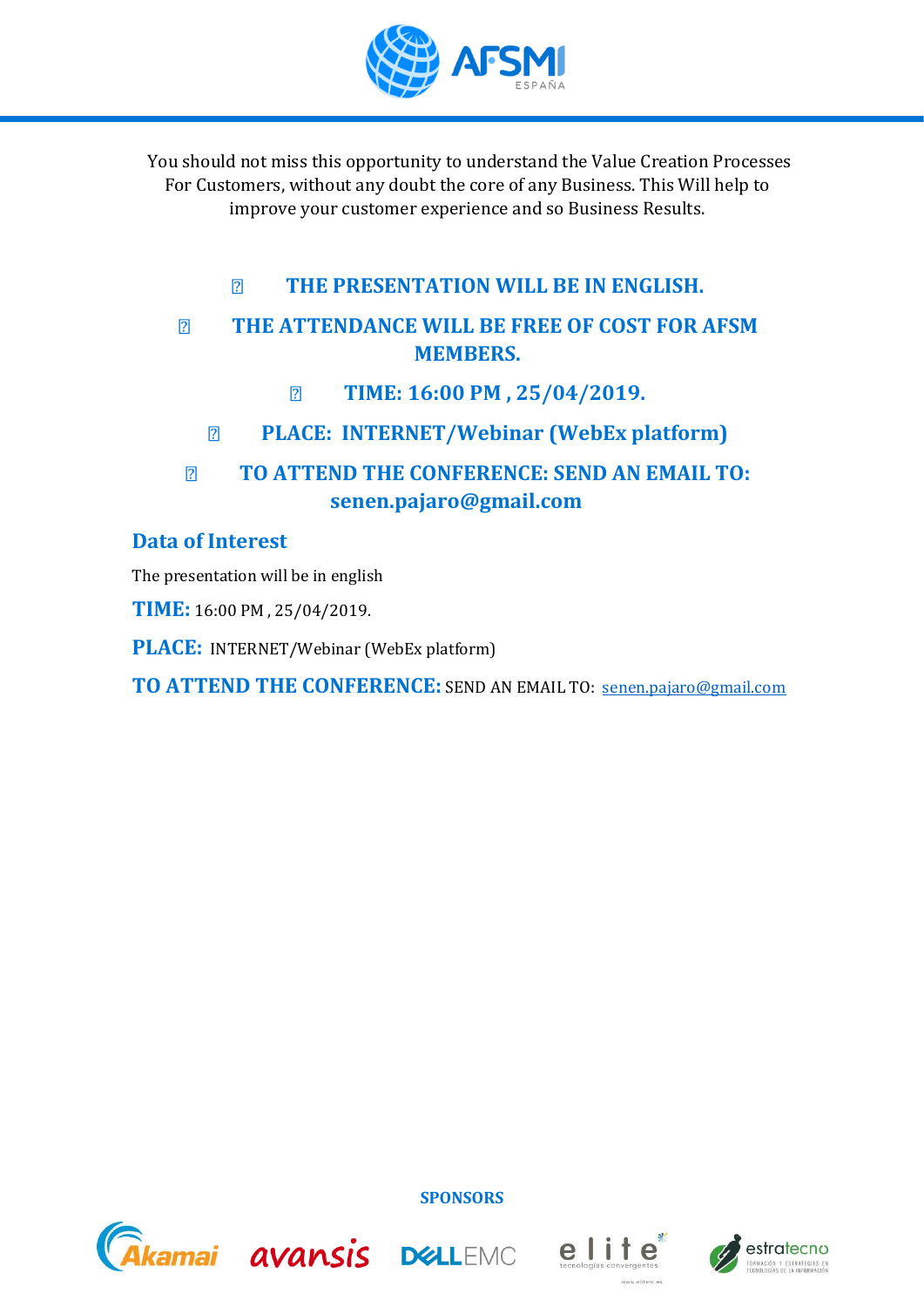You should not miss this opportunity to understand the Value Creation Processes For Customers, without any doubt the core of any Business. This Will help to improve your customer experience and so Business Results.

- **THE PRESENTATION WILL BE IN ENGLISH.**
- **THE ATTENDANCE WILL BE FREE OF COST FOR AFSM MEMBERS.**
- **TIME: 16:00 PM , 25/04/2019.**
- **PLACE: INTERNET/Webinar (WebEx platform)**
- **TO ATTEND THE CONFERENCE: SEND AN EMAIL TO: senen.pajaro@gmail.com**

## Data of Interest

The presentation will be in english

**TIME:** 16:00 PM , 25/04/2019.

**PLACE:** INTERNET/Webinar (WebEx platform)

**TO ATTEND THE CONFERENCE:** SEND AN EMAIL TO: senen.pajaro@gmail.com

**SPONSORS**